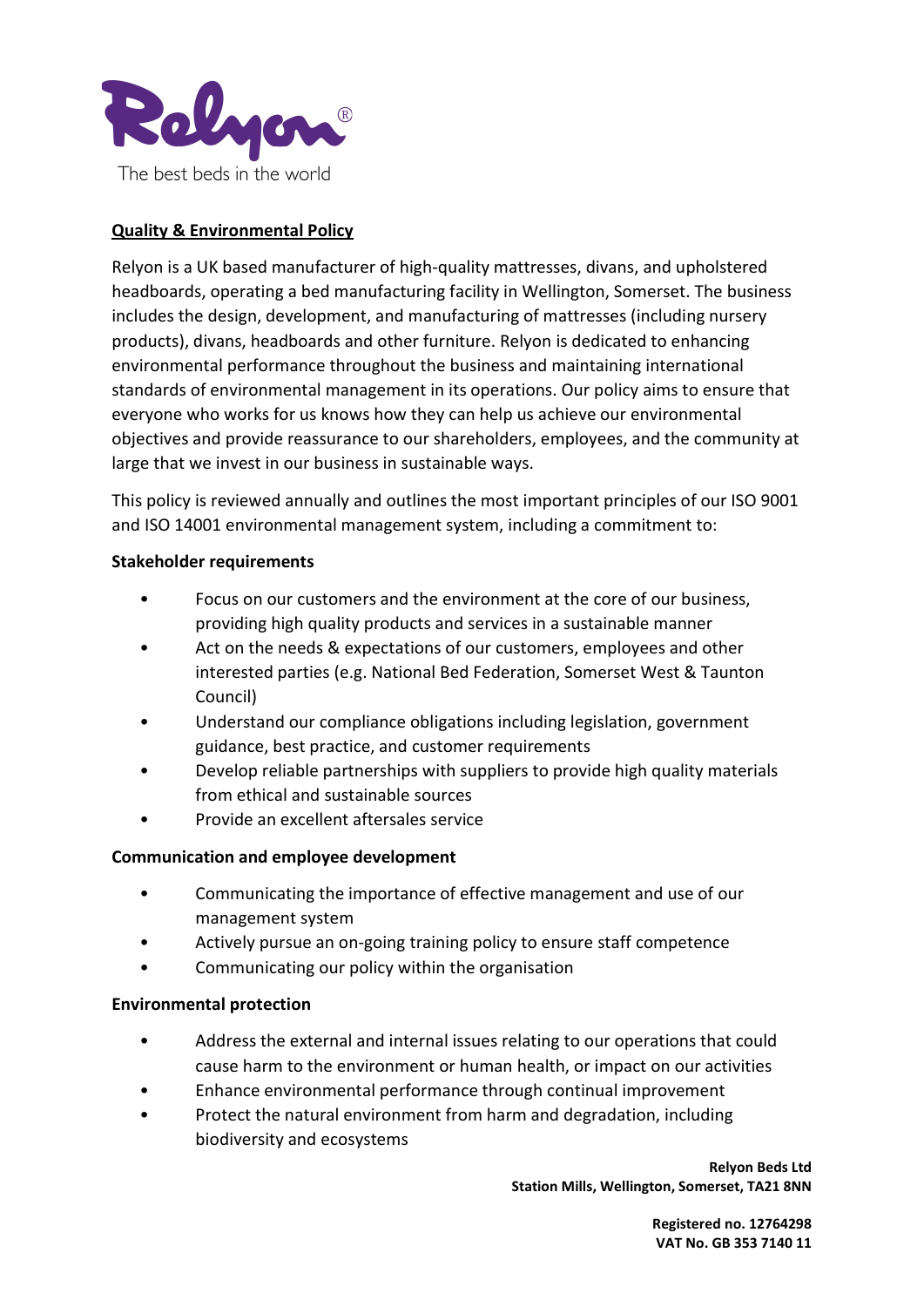Relyon®

The best beds in the world

## Quality & Environmental Policy

Relyon is a UK based manufacturer of high-quality mattresses, divans, and upholstered headboards, operating a bed manufacturing facility in Wellington, Somerset. The business includes the design, development, and manufacturing of mattresses (including nursery products), divans, headboards and other furniture. Relyon is dedicated to enhancing environmental performance throughout the business and maintaining international standards of environmental management in its operations. Our policy aims to ensure that everyone who works for us knows how they can help us achieve our environmental objectives and provide reassurance to our shareholders, employees, and the community at large that we invest in our business in sustainable ways.

This policy is reviewed annually and outlines the most important principles of our ISO 9001 and ISO 14001 environmental management system, including a commitment to:

### Stakeholder requirements

- Focus on our customers and the environment at the core of our business, providing high quality products and services in a sustainable manner
- Act on the needs & expectations of our customers, employees and other interested parties (e.g. National Bed Federation, Somerset West & Taunton Council)
- Understand our compliance obligations including legislation, government guidance, best practice, and customer requirements
- Develop reliable partnerships with suppliers to provide high quality materials from ethical and sustainable sources
- Provide an excellent aftersales service

### Communication and employee development

- Communicating the importance of effective management and use of our management system
- Actively pursue an on-going training policy to ensure staff competence
- Communicating our policy within the organisation

### Environmental protection

- Address the external and internal issues relating to our operations that could cause harm to the environment or human health, or impact on our activities
- Enhance environmental performance through continual improvement
- Protect the natural environment from harm and degradation, including biodiversity and ecosystems

**Relyon Beds Ltd**
**Station Mills, Wellington, Somerset, TA21 8NN**

**Registered no. 12764298**
**VAT No. GB 353 7140 11**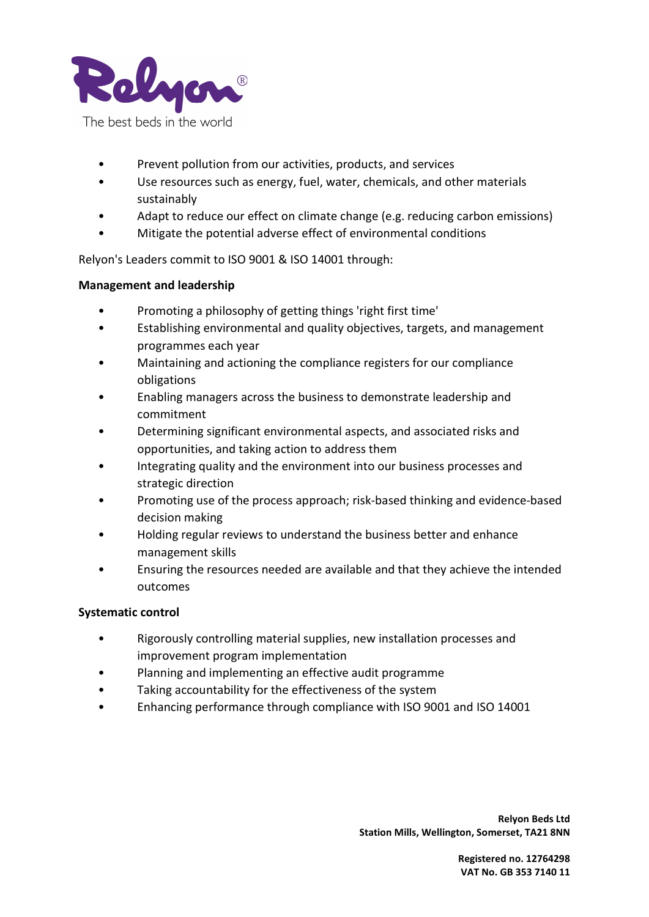- Prevent pollution from our activities, products, and services
- Use resources such as energy, fuel, water, chemicals, and other materials sustainably
- Adapt to reduce our effect on climate change (e.g. reducing carbon emissions)
- Mitigate the potential adverse effect of environmental conditions

Relyon's Leaders commit to ISO 9001 & ISO 14001 through:

**Management and leadership**

- Promoting a philosophy of getting things 'right first time'
- Establishing environmental and quality objectives, targets, and management programmes each year
- Maintaining and actioning the compliance registers for our compliance obligations
- Enabling managers across the business to demonstrate leadership and commitment
- Determining significant environmental aspects, and associated risks and opportunities, and taking action to address them
- Integrating quality and the environment into our business processes and strategic direction
- Promoting use of the process approach; risk-based thinking and evidence-based decision making
- Holding regular reviews to understand the business better and enhance management skills
- Ensuring the resources needed are available and that they achieve the intended outcomes

**Systematic control**

- Rigorously controlling material supplies, new installation processes and improvement program implementation
- Planning and implementing an effective audit programme
- Taking accountability for the effectiveness of the system
- Enhancing performance through compliance with ISO 9001 and ISO 14001

**Relyon Beds Ltd**
**Station Mills, Wellington, Somerset, TA21 8NN**

**Registered no. 12764298**
**VAT No. GB 353 7140 11**